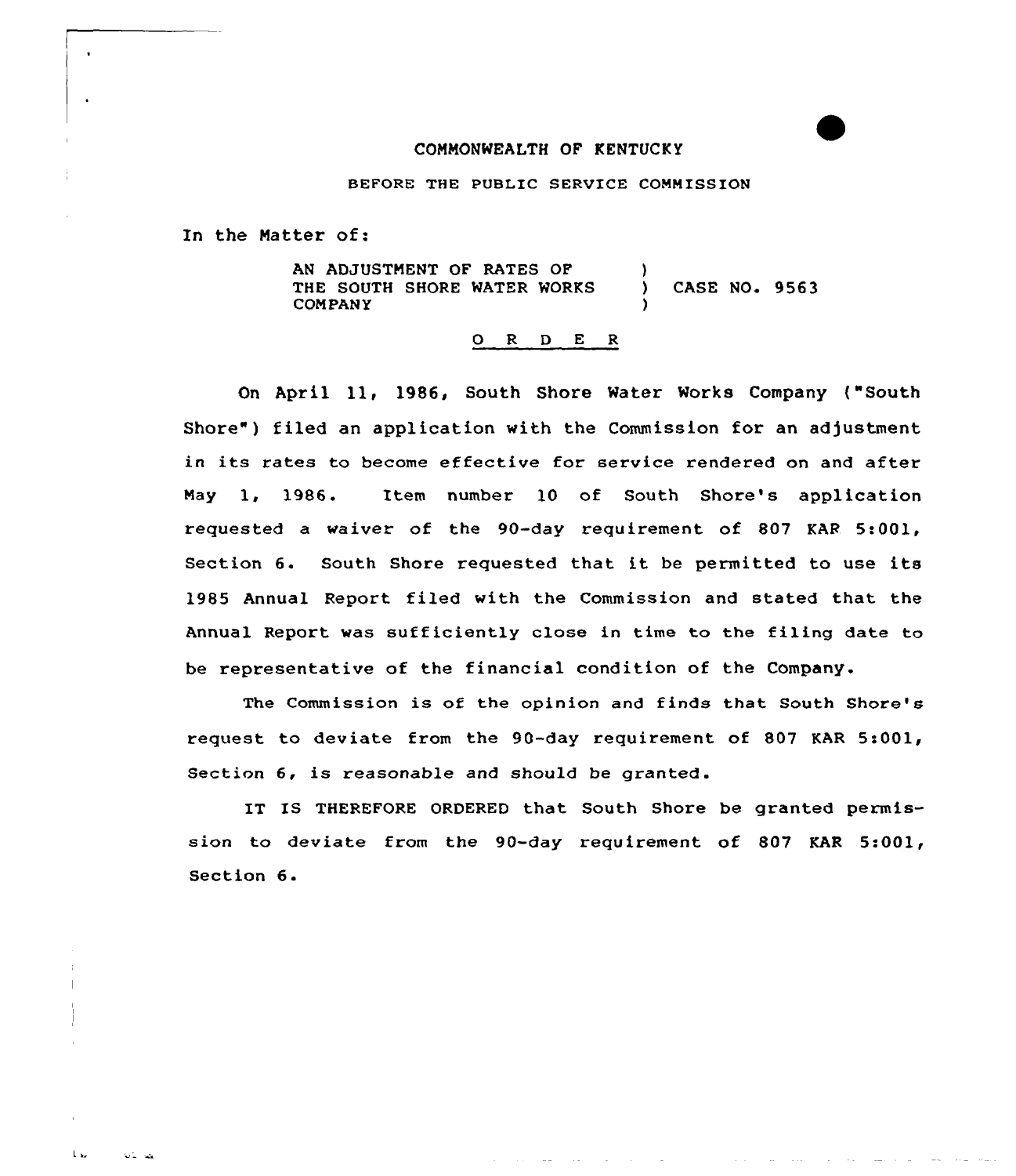COMMONWEALTH OF KENTUCKY

BEFORE THE PUBLIC SERVICE COMMISSION

In the Matter of:

AN ADJUSTMENT OF RATES OF THE SOUTH SHORE WATER WORKS COMPANY ) CASE NO. 9563

## O R D E R

On April 11, 1986, South Shore Water Works Company ("South Shore") filed an application with the Commission for an adjustment in its rates to become effective for service rendered on and after May 1, 1986. Item number 10 of South Shore's application requested a waiver of the 90-day requirement of 807 KAR 5:001, Section 6. South Shore requested that it be permitted to use its 1985 Annual Report filed with the Commission and stated that the Annual Report was sufficiently close in time to the filing date to be representative of the financial condition of the Company.

The Commission is of the opinion and finds that South Shore's request to deviate from the 90-day requirement of 807 KAR 5:001, Section 6, is reasonable and should be granted.

IT IS THEREFORE ORDERED that South Shore be granted permission to deviate from the 90-day requirement of 807 KAR 5:001, Section 6.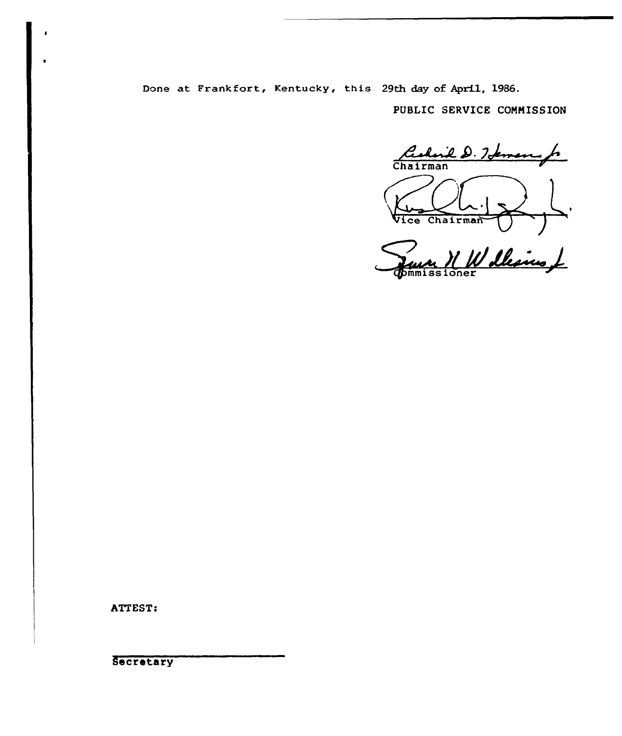Done at Frankfort, Kentucky, this 29th day of April, 1986.

PUBLIC SERVICE COMMISSION

Chairman

Vice Chairman

Commissioner

ATTEST:

Secretary